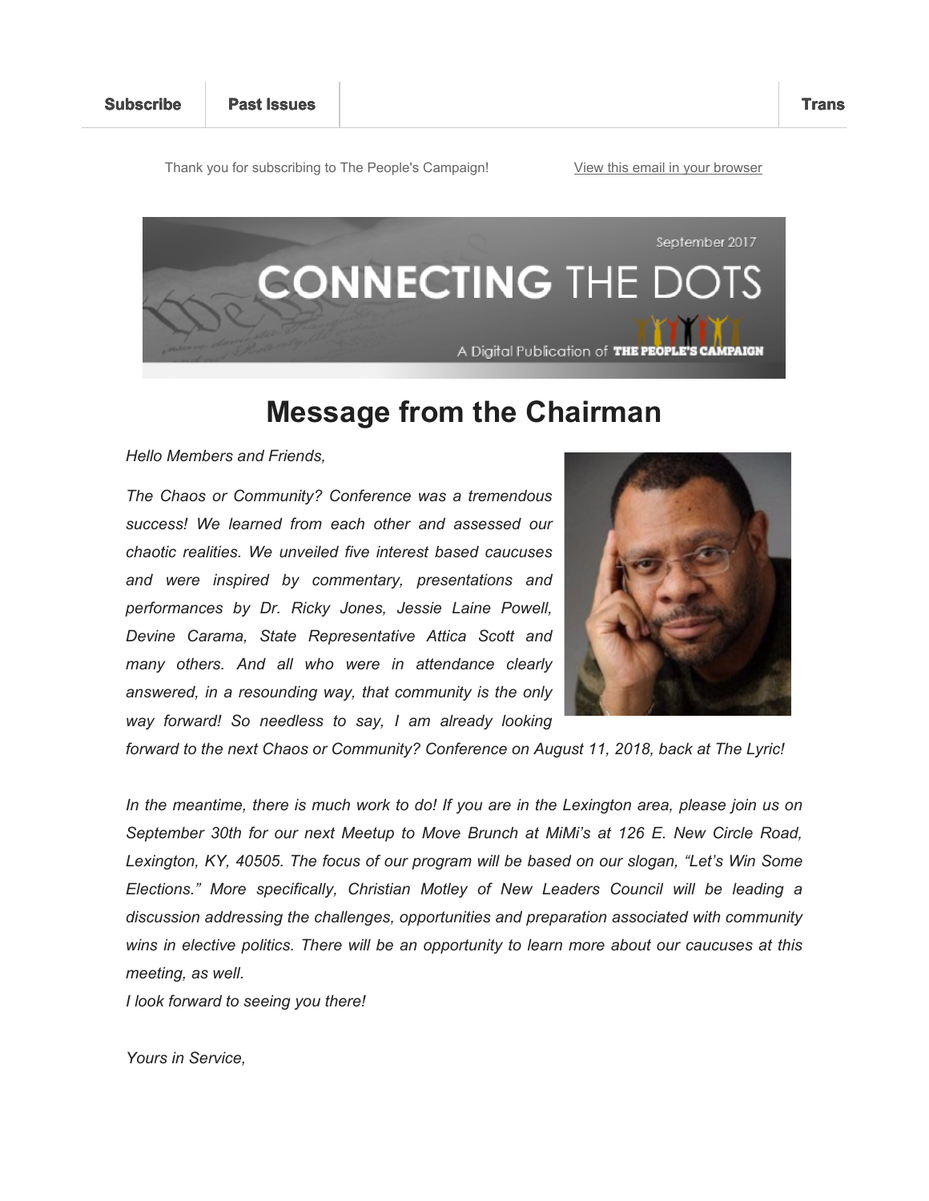Subscribe | Past Issues | Trans

Thank you for subscribing to The People's Campaign! View this email in your browser

September 2017

CONNECTING THE DOTS

A Digital Publication of THE PEOPLE'S CAMPAIGN

# Message from the Chairman

*Hello Members and Friends,*

*The Chaos or Community? Conference was a tremendous success! We learned from each other and assessed our chaotic realities. We unveiled five interest based caucuses and were inspired by commentary, presentations and performances by Dr. Ricky Jones, Jessie Laine Powell, Devine Carama, State Representative Attica Scott and many others. And all who were in attendance clearly answered, in a resounding way, that community is the only way forward! So needless to say, I am already looking forward to the next Chaos or Community? Conference on August 11, 2018, back at The Lyric!*

*In the meantime, there is much work to do! If you are in the Lexington area, please join us on September 30th for our next Meetup to Move Brunch at MiMi's at 126 E. New Circle Road, Lexington, KY, 40505. The focus of our program will be based on our slogan, "Let's Win Some Elections." More specifically, Christian Motley of New Leaders Council will be leading a discussion addressing the challenges, opportunities and preparation associated with community wins in elective politics. There will be an opportunity to learn more about our caucuses at this meeting, as well.*
*I look forward to seeing you there!*

*Yours in Service,*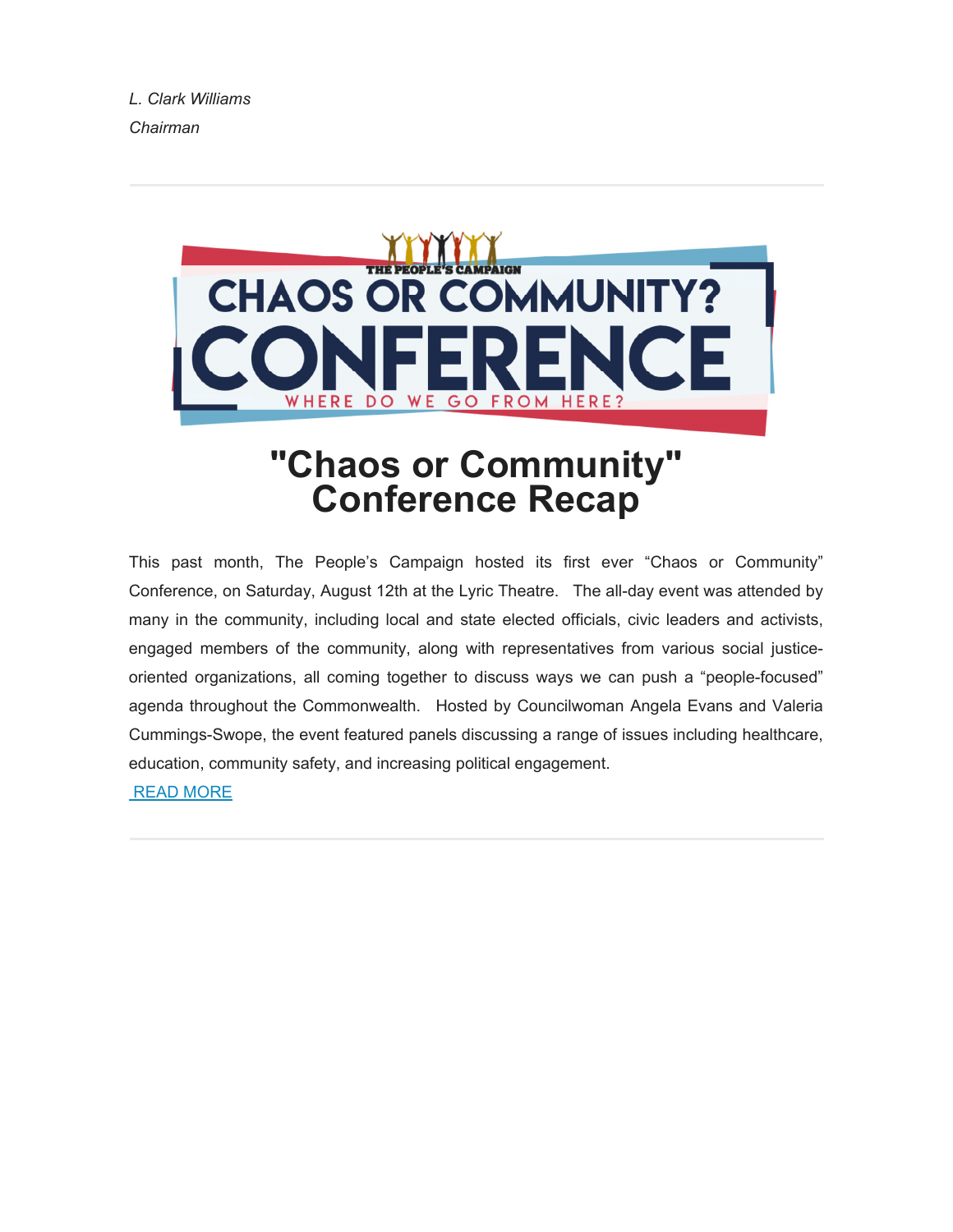*L. Clark Williams*
*Chairman*

---

THE PEOPLE'S CAMPAIGN

CHAOS OR COMMUNITY?

CONFERENCE

WHERE DO WE GO FROM HERE?

# "Chaos or Community" Conference Recap

This past month, The People's Campaign hosted its first ever "Chaos or Community" Conference, on Saturday, August 12th at the Lyric Theatre. The all-day event was attended by many in the community, including local and state elected officials, civic leaders and activists, engaged members of the community, along with representatives from various social justice-oriented organizations, all coming together to discuss ways we can push a "people-focused" agenda throughout the Commonwealth. Hosted by Councilwoman Angela Evans and Valeria Cummings-Swope, the event featured panels discussing a range of issues including healthcare, education, community safety, and increasing political engagement.

READ MORE

---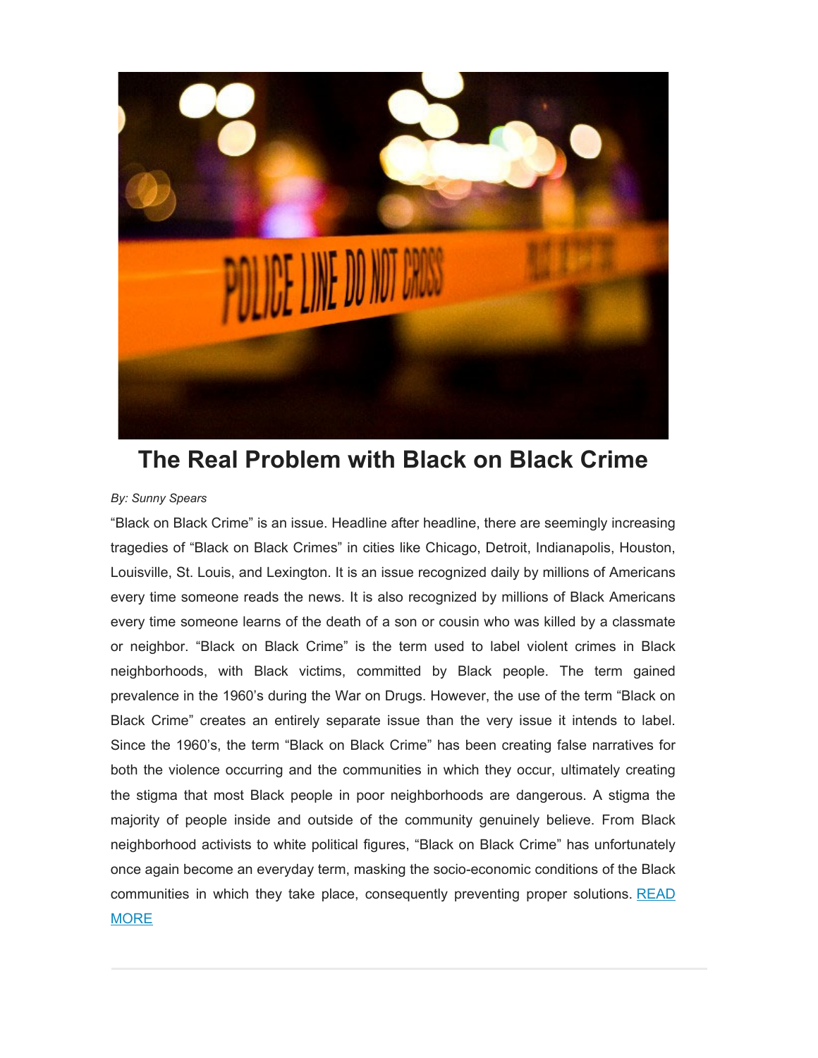# The Real Problem with Black on Black Crime

*By: Sunny Spears*

"Black on Black Crime" is an issue. Headline after headline, there are seemingly increasing tragedies of "Black on Black Crimes" in cities like Chicago, Detroit, Indianapolis, Houston, Louisville, St. Louis, and Lexington. It is an issue recognized daily by millions of Americans every time someone reads the news. It is also recognized by millions of Black Americans every time someone learns of the death of a son or cousin who was killed by a classmate or neighbor. "Black on Black Crime" is the term used to label violent crimes in Black neighborhoods, with Black victims, committed by Black people. The term gained prevalence in the 1960's during the War on Drugs. However, the use of the term "Black on Black Crime" creates an entirely separate issue than the very issue it intends to label. Since the 1960's, the term "Black on Black Crime" has been creating false narratives for both the violence occurring and the communities in which they occur, ultimately creating the stigma that most Black people in poor neighborhoods are dangerous. A stigma the majority of people inside and outside of the community genuinely believe. From Black neighborhood activists to white political figures, "Black on Black Crime" has unfortunately once again become an everyday term, masking the socio-economic conditions of the Black communities in which they take place, consequently preventing proper solutions. READ MORE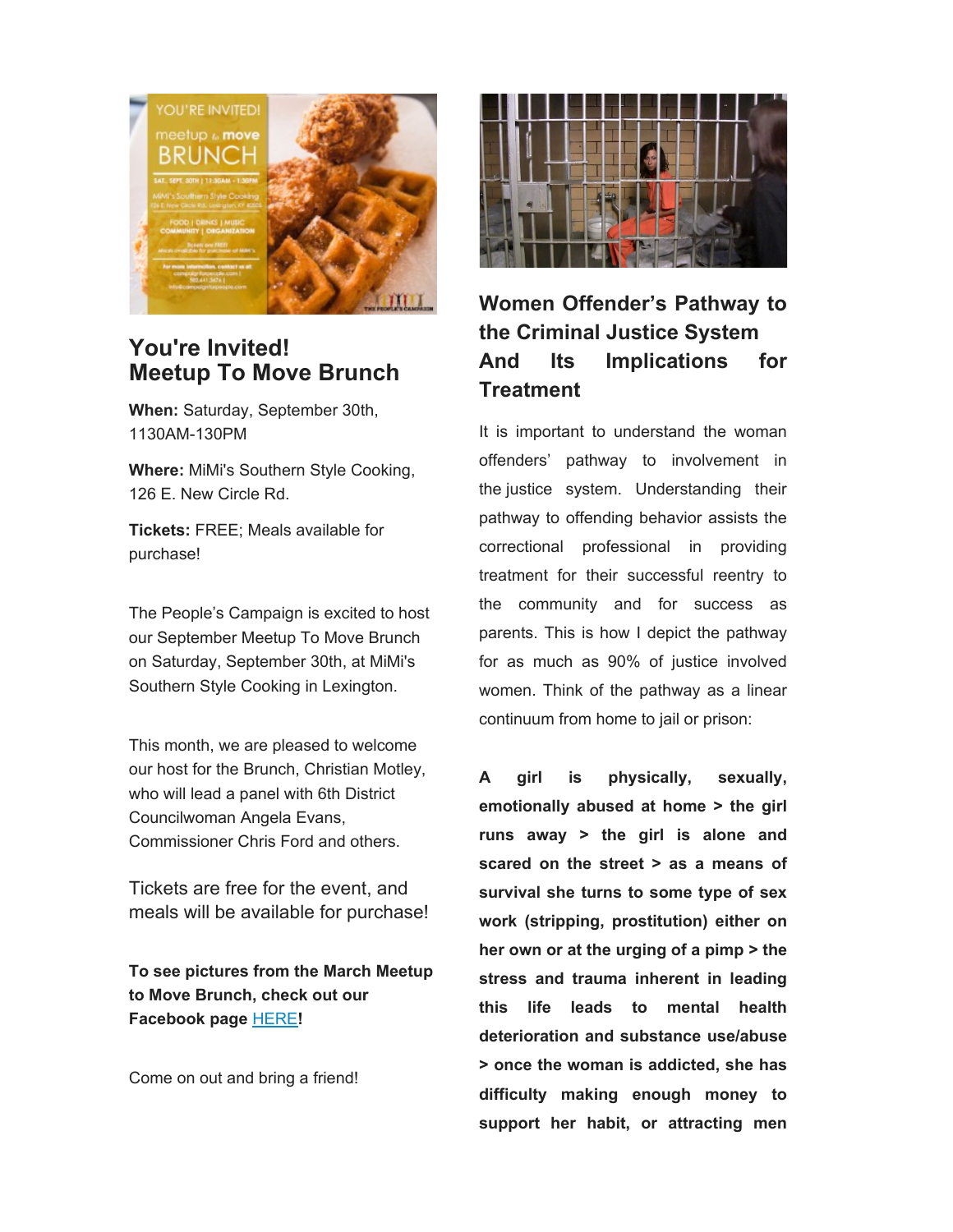## You're Invited!
## Meetup To Move Brunch

**When:** Saturday, September 30th, 1130AM-130PM

**Where:** MiMi's Southern Style Cooking, 126 E. New Circle Rd.

**Tickets:** FREE; Meals available for purchase!

The People's Campaign is excited to host our September Meetup To Move Brunch on Saturday, September 30th, at MiMi's Southern Style Cooking in Lexington.

This month, we are pleased to welcome our host for the Brunch, Christian Motley, who will lead a panel with 6th District Councilwoman Angela Evans, Commissioner Chris Ford and others.

Tickets are free for the event, and meals will be available for purchase!

**To see pictures from the March Meetup to Move Brunch, check out our Facebook page** [HERE]**!**

Come on out and bring a friend!

## Women Offender's Pathway to the Criminal Justice System And Its Implications for Treatment

It is important to understand the woman offenders' pathway to involvement in the justice system. Understanding their pathway to offending behavior assists the correctional professional in providing treatment for their successful reentry to the community and for success as parents. This is how I depict the pathway for as much as 90% of justice involved women. Think of the pathway as a linear continuum from home to jail or prison:

**A girl is physically, sexually, emotionally abused at home > the girl runs away > the girl is alone and scared on the street > as a means of survival she turns to some type of sex work (stripping, prostitution) either on her own or at the urging of a pimp > the stress and trauma inherent in leading this life leads to mental health deterioration and substance use/abuse > once the woman is addicted, she has difficulty making enough money to support her habit, or attracting men**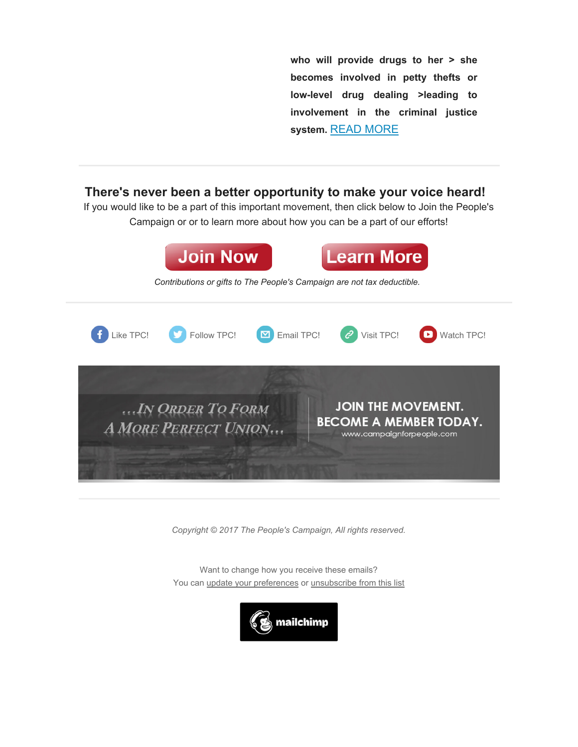**who will provide drugs to her > she becomes involved in petty thefts or low-level drug dealing >leading to involvement in the criminal justice system.** [READ MORE]

---

### There's never been a better opportunity to make your voice heard!

If you would like to be a part of this important movement, then click below to Join the People's Campaign or or to learn more about how you can be a part of our efforts!

Join Now    Learn More

*Contributions or gifts to The People's Campaign are not tax deductible.*

---

Like TPC!    Follow TPC!    Email TPC!    Visit TPC!    Watch TPC!

...IN ORDER TO FORM A MORE PERFECT UNION...

JOIN THE MOVEMENT. BECOME A MEMBER TODAY.
www.campaignforpeople.com

---

*Copyright © 2017 The People's Campaign, All rights reserved.*

Want to change how you receive these emails?
You can update your preferences or unsubscribe from this list

mailchimp